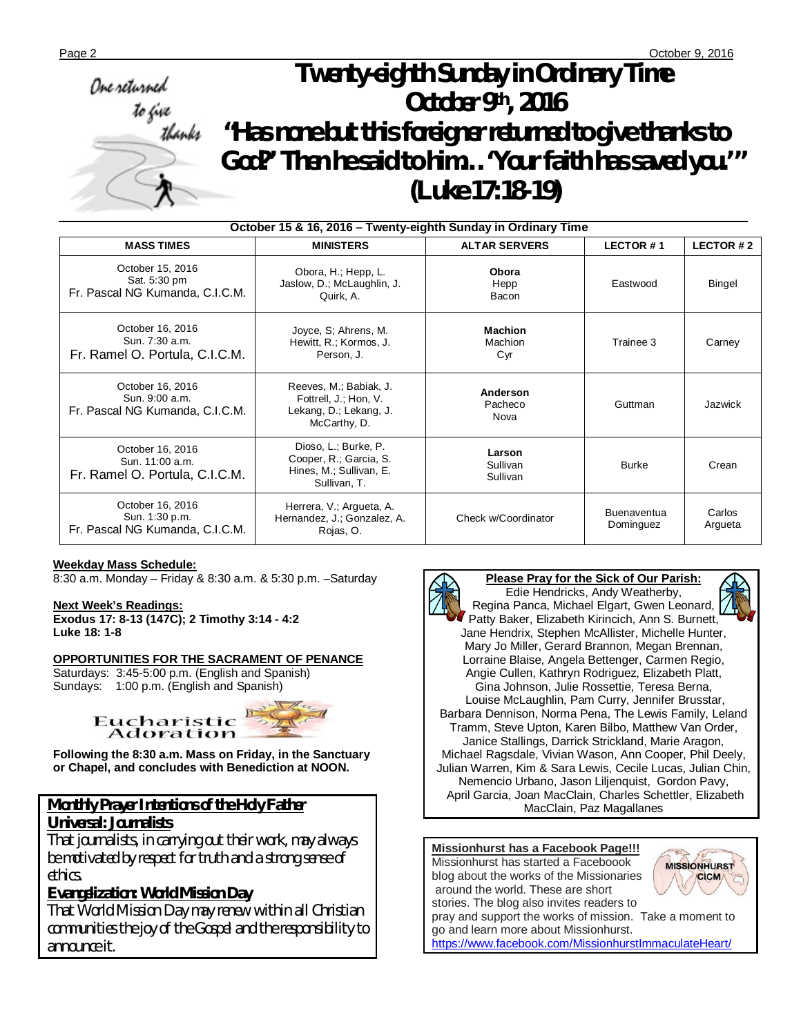One returned to give thanks

# Twenty-eighth Sunday in Ordinary Time
## October 9th, 2016

## "Has none but this foreigner returned to give thanks to God?" Then he said to him… 'Your faith has saved you.'" (Luke 17:18-19)

**October 15 & 16, 2016 – Twenty-eighth Sunday in Ordinary Time**

| MASS TIMES | MINISTERS | ALTAR SERVERS | LECTOR # 1 | LECTOR # 2 |
|---|---|---|---|---|
| October 15, 2016<br>Sat. 5:30 pm<br>Fr. Pascal NG Kumanda, C.I.C.M. | Obora, H.; Hepp, L.<br>Jaslow, D.; McLaughlin, J.<br>Quirk, A. | **Obora**<br>Hepp<br>Bacon | Eastwood | Bingel |
| October 16, 2016<br>Sun. 7:30 a.m.<br>Fr. Ramel O. Portula, C.I.C.M. | Joyce, S; Ahrens, M.<br>Hewitt, R.; Kormos, J.<br>Person, J. | **Machion**<br>Machion<br>Cyr | Trainee 3 | Carney |
| October 16, 2016<br>Sun. 9:00 a.m.<br>Fr. Pascal NG Kumanda, C.I.C.M. | Reeves, M.; Babiak, J.<br>Fottrell, J.; Hon, V.<br>Lekang, D.; Lekang, J.<br>McCarthy, D. | **Anderson**<br>Pacheco<br>Nova | Guttman | Jazwick |
| October 16, 2016<br>Sun. 11:00 a.m.<br>Fr. Ramel O. Portula, C.I.C.M. | Dioso, L.; Burke, P.<br>Cooper, R.; Garcia, S.<br>Hines, M.; Sullivan, E.<br>Sullivan, T. | **Larson**<br>Sullivan<br>Sullivan | Burke | Crean |
| October 16, 2016<br>Sun. 1:30 p.m.<br>Fr. Pascal NG Kumanda, C.I.C.M. | Herrera, V.; Argueta, A.<br>Hernandez, J.; Gonzalez, A.<br>Rojas, O. | Check w/Coordinator | Buenaventua<br>Dominguez | Carlos<br>Argueta |

**Weekday Mass Schedule:**
8:30 a.m. Monday – Friday & 8:30 a.m. & 5:30 p.m. –Saturday

**Next Week's Readings:**
**Exodus 17: 8-13 (147C); 2 Timothy 3:14 - 4:2**
**Luke 18: 1-8**

**OPPORTUNITIES FOR THE SACRAMENT OF PENANCE**
Saturdays: 3:45-5:00 p.m. (English and Spanish)
Sundays: 1:00 p.m. (English and Spanish)

### Eucharistic Adoration

**Following the 8:30 a.m. Mass on Friday, in the Sanctuary or Chapel, and concludes with Benediction at NOON.**

**Monthly Prayer Intentions of the Holy Father**
**Universal: Journalists**
That journalists, in carrying out their work, may always be motivated by respect for truth and a strong sense of ethics.
**Evangelization: World Mission Day**
That World Mission Day may renew within all Christian communities the joy of the Gospel and the responsibility to announce it.

**Please Pray for the Sick of Our Parish:**
Edie Hendricks, Andy Weatherby, Regina Panca, Michael Elgart, Gwen Leonard, Patty Baker, Elizabeth Kirincich, Ann S. Burnett, Jane Hendrix, Stephen McAllister, Michelle Hunter, Mary Jo Miller, Gerard Brannon, Megan Brennan, Lorraine Blaise, Angela Bettenger, Carmen Regio, Angie Cullen, Kathryn Rodriguez, Elizabeth Platt, Gina Johnson, Julie Rossettie, Teresa Berna, Louise McLaughlin, Pam Curry, Jennifer Brusstar, Barbara Dennison, Norma Pena, The Lewis Family, Leland Tramm, Steve Upton, Karen Bilbo, Matthew Van Order, Janice Stallings, Darrick Strickland, Marie Aragon, Michael Ragsdale, Vivian Wason, Ann Cooper, Phil Deely, Julian Warren, Kim & Sara Lewis, Cecile Lucas, Julian Chin, Nemencio Urbano, Jason Liljenquist, Gordon Pavy, April Garcia, Joan MacClain, Charles Schettler, Elizabeth MacClain, Paz Magallanes

**Missionhurst has a Facebook Page!!!**
Missionhurst has started a Faceboook blog about the works of the Missionaries around the world. These are short stories. The blog also invites readers to pray and support the works of mission. Take a moment to go and learn more about Missionhurst.
https://www.facebook.com/MissionhurstImmaculateHeart/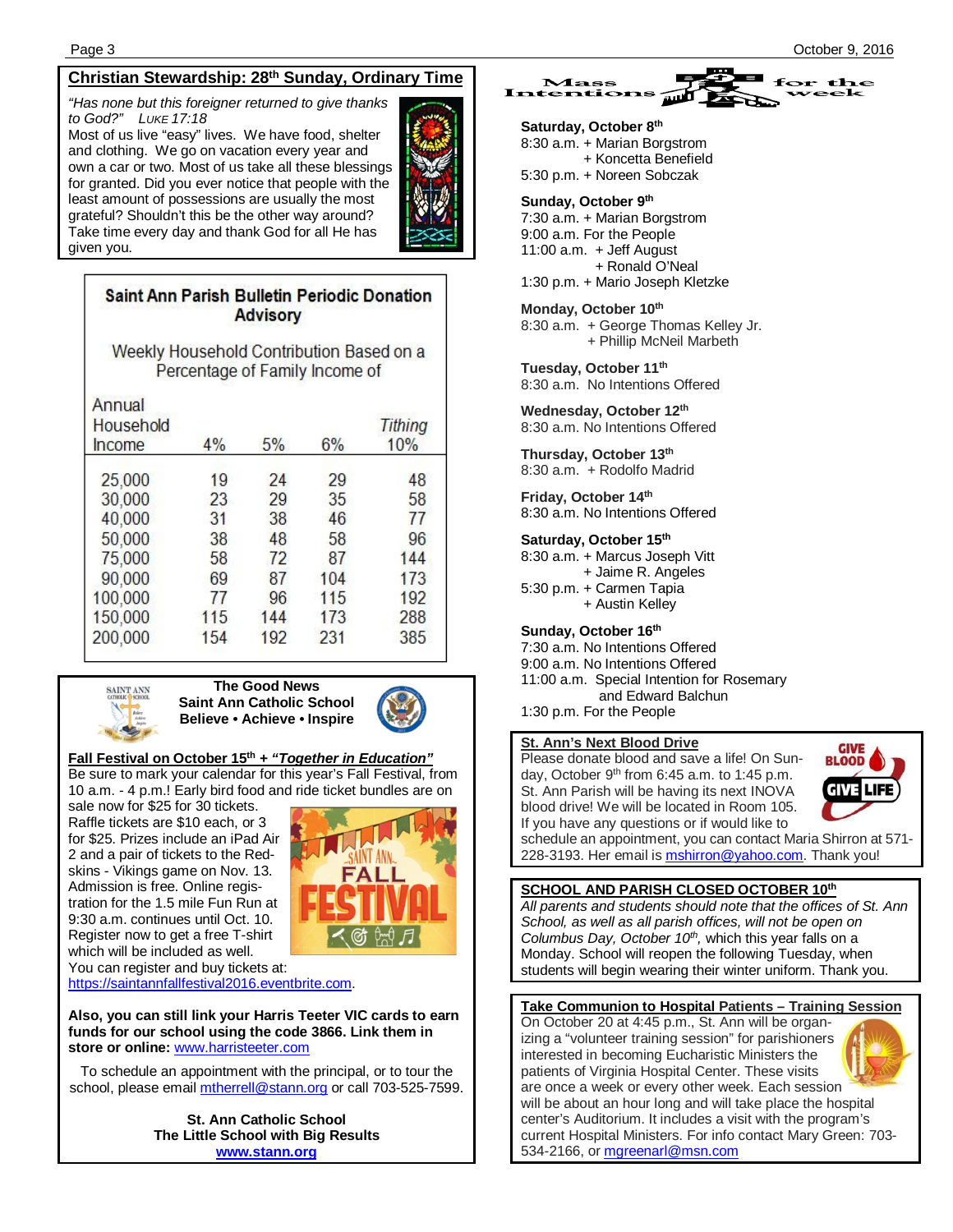## Christian Stewardship: 28th Sunday, Ordinary Time

*"Has none but this foreigner returned to give thanks to God?"* LUKE 17:18

Most of us live "easy" lives. We have food, shelter and clothing. We go on vacation every year and own a car or two. Most of us take all these blessings for granted. Did you ever notice that people with the least amount of possessions are usually the most grateful? Shouldn't this be the other way around? Take time every day and thank God for all He has given you.

### Saint Ann Parish Bulletin Periodic Donation Advisory

Weekly Household Contribution Based on a Percentage of Family Income of

| Annual Household Income | 4% | 5% | 6% | Tithing 10% |
|---|---|---|---|---|
| 25,000 | 19 | 24 | 29 | 48 |
| 30,000 | 23 | 29 | 35 | 58 |
| 40,000 | 31 | 38 | 46 | 77 |
| 50,000 | 38 | 48 | 58 | 96 |
| 75,000 | 58 | 72 | 87 | 144 |
| 90,000 | 69 | 87 | 104 | 173 |
| 100,000 | 77 | 96 | 115 | 192 |
| 150,000 | 115 | 144 | 173 | 288 |
| 200,000 | 154 | 192 | 231 | 385 |

### The Good News
**Saint Ann Catholic School**
**Believe • Achieve • Inspire**

**Fall Festival on October 15th + *"Together in Education"***

Be sure to mark your calendar for this year's Fall Festival, from 10 a.m. - 4 p.m.! Early bird food and ride ticket bundles are on sale now for $25 for 30 tickets. Raffle tickets are $10 each, or 3 for $25. Prizes include an iPad Air 2 and a pair of tickets to the Redskins - Vikings game on Nov. 13. Admission is free. Online registration for the 1.5 mile Fun Run at 9:30 a.m. continues until Oct. 10. Register now to get a free T-shirt which will be included as well. You can register and buy tickets at: https://saintannfallfestival2016.eventbrite.com.

**Also, you can still link your Harris Teeter VIC cards to earn funds for our school using the code 3866. Link them in store or online:** www.harristeeter.com

To schedule an appointment with the principal, or to tour the school, please email mtherrell@stann.org or call 703-525-7599.

**St. Ann Catholic School**
**The Little School with Big Results**
**www.stann.org**

## Mass Intentions for the week

**Saturday, October 8th**
8:30 a.m. + Marian Borgstrom
+ Koncetta Benefield
5:30 p.m. + Noreen Sobczak

**Sunday, October 9th**
7:30 a.m. + Marian Borgstrom
9:00 a.m. For the People
11:00 a.m. + Jeff August
+ Ronald O'Neal
1:30 p.m. + Mario Joseph Kletzke

**Monday, October 10th**
8:30 a.m. + George Thomas Kelley Jr.
+ Phillip McNeil Marbeth

**Tuesday, October 11th**
8:30 a.m. No Intentions Offered

**Wednesday, October 12th**
8:30 a.m. No Intentions Offered

**Thursday, October 13th**
8:30 a.m. + Rodolfo Madrid

**Friday, October 14th**
8:30 a.m. No Intentions Offered

**Saturday, October 15th**
8:30 a.m. + Marcus Joseph Vitt
+ Jaime R. Angeles
5:30 p.m. + Carmen Tapia
+ Austin Kelley

**Sunday, October 16th**
7:30 a.m. No Intentions Offered
9:00 a.m. No Intentions Offered
11:00 a.m. Special Intention for Rosemary and Edward Balchun
1:30 p.m. For the People

### St. Ann's Next Blood Drive

Please donate blood and save a life! On Sunday, October 9th from 6:45 a.m. to 1:45 p.m. St. Ann Parish will be having its next INOVA blood drive! We will be located in Room 105. If you have any questions or if would like to schedule an appointment, you can contact Maria Shirron at 571-228-3193. Her email is mshirron@yahoo.com. Thank you!

### SCHOOL AND PARISH CLOSED OCTOBER 10th

*All parents and students should note that the offices of St. Ann School, as well as all parish offices, will not be open on Columbus Day, October 10th,* which this year falls on a Monday. School will reopen the following Tuesday, when students will begin wearing their winter uniform. Thank you.

### Take Communion to Hospital Patients – Training Session

On October 20 at 4:45 p.m., St. Ann will be organizing a "volunteer training session" for parishioners interested in becoming Eucharistic Ministers the patients of Virginia Hospital Center. These visits are once a week or every other week. Each session will be about an hour long and will take place the hospital center's Auditorium. It includes a visit with the program's current Hospital Ministers. For info contact Mary Green: 703-534-2166, or mgreenarl@msn.com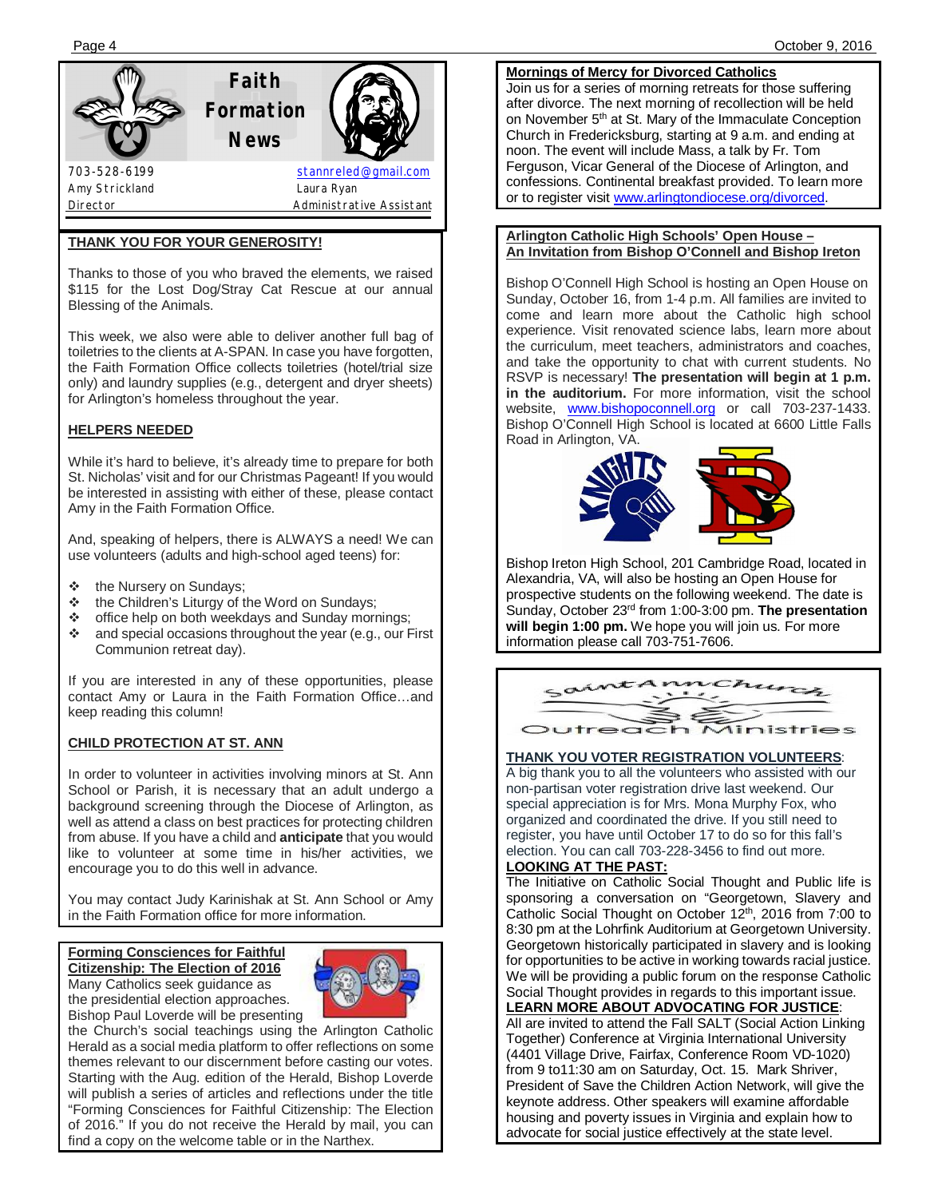## Faith Formation News

703-528-6199 stannreled@gmail.com

Amy Strickland, Director — Laura Ryan, Administrative Assistant

### THANK YOU FOR YOUR GENEROSITY!

Thanks to those of you who braved the elements, we raised $115 for the Lost Dog/Stray Cat Rescue at our annual Blessing of the Animals.

This week, we also were able to deliver another full bag of toiletries to the clients at A-SPAN. In case you have forgotten, the Faith Formation Office collects toiletries (hotel/trial size only) and laundry supplies (e.g., detergent and dryer sheets) for Arlington's homeless throughout the year.

### HELPERS NEEDED

While it's hard to believe, it's already time to prepare for both St. Nicholas' visit and for our Christmas Pageant! If you would be interested in assisting with either of these, please contact Amy in the Faith Formation Office.

And, speaking of helpers, there is ALWAYS a need! We can use volunteers (adults and high-school aged teens) for:

- the Nursery on Sundays;
- the Children's Liturgy of the Word on Sundays;
- office help on both weekdays and Sunday mornings;
- and special occasions throughout the year (e.g., our First Communion retreat day).

If you are interested in any of these opportunities, please contact Amy or Laura in the Faith Formation Office…and keep reading this column!

### CHILD PROTECTION AT ST. ANN

In order to volunteer in activities involving minors at St. Ann School or Parish, it is necessary that an adult undergo a background screening through the Diocese of Arlington, as well as attend a class on best practices for protecting children from abuse. If you have a child and **anticipate** that you would like to volunteer at some time in his/her activities, we encourage you to do this well in advance.

You may contact Judy Karinishak at St. Ann School or Amy in the Faith Formation office for more information.

### Forming Consciences for Faithful Citizenship: The Election of 2016

Many Catholics seek guidance as the presidential election approaches. Bishop Paul Loverde will be presenting the Church's social teachings using the Arlington Catholic Herald as a social media platform to offer reflections on some themes relevant to our discernment before casting our votes. Starting with the Aug. edition of the Herald, Bishop Loverde will publish a series of articles and reflections under the title "Forming Consciences for Faithful Citizenship: The Election of 2016." If you do not receive the Herald by mail, you can find a copy on the welcome table or in the Narthex.

### Mornings of Mercy for Divorced Catholics

Join us for a series of morning retreats for those suffering after divorce. The next morning of recollection will be held on November 5th at St. Mary of the Immaculate Conception Church in Fredericksburg, starting at 9 a.m. and ending at noon. The event will include Mass, a talk by Fr. Tom Ferguson, Vicar General of the Diocese of Arlington, and confessions. Continental breakfast provided. To learn more or to register visit www.arlingtondiocese.org/divorced.

### Arlington Catholic High Schools' Open House – An Invitation from Bishop O'Connell and Bishop Ireton

Bishop O'Connell High School is hosting an Open House on Sunday, October 16, from 1-4 p.m. All families are invited to come and learn more about the Catholic high school experience. Visit renovated science labs, learn more about the curriculum, meet teachers, administrators and coaches, and take the opportunity to chat with current students. No RSVP is necessary! **The presentation will begin at 1 p.m. in the auditorium.** For more information, visit the school website, www.bishopoconnell.org or call 703-237-1433. Bishop O'Connell High School is located at 6600 Little Falls Road in Arlington, VA.

Bishop Ireton High School, 201 Cambridge Road, located in Alexandria, VA, will also be hosting an Open House for prospective students on the following weekend. The date is Sunday, October 23rd from 1:00-3:00 pm. **The presentation will begin 1:00 pm.** We hope you will join us. For more information please call 703-751-7606.

## Saint Ann Church Outreach Ministries

### THANK YOU VOTER REGISTRATION VOLUNTEERS:

A big thank you to all the volunteers who assisted with our non-partisan voter registration drive last weekend. Our special appreciation is for Mrs. Mona Murphy Fox, who organized and coordinated the drive. If you still need to register, you have until October 17 to do so for this fall's election. You can call 703-228-3456 to find out more.

### LOOKING AT THE PAST:

The Initiative on Catholic Social Thought and Public life is sponsoring a conversation on "Georgetown, Slavery and Catholic Social Thought on October 12th, 2016 from 7:00 to 8:30 pm at the Lohrfink Auditorium at Georgetown University. Georgetown historically participated in slavery and is looking for opportunities to be active in working towards racial justice. We will be providing a public forum on the response Catholic Social Thought provides in regards to this important issue.

### LEARN MORE ABOUT ADVOCATING FOR JUSTICE:

All are invited to attend the Fall SALT (Social Action Linking Together) Conference at Virginia International University (4401 Village Drive, Fairfax, Conference Room VD-1020) from 9 to11:30 am on Saturday, Oct. 15. Mark Shriver, President of Save the Children Action Network, will give the keynote address. Other speakers will examine affordable housing and poverty issues in Virginia and explain how to advocate for social justice effectively at the state level.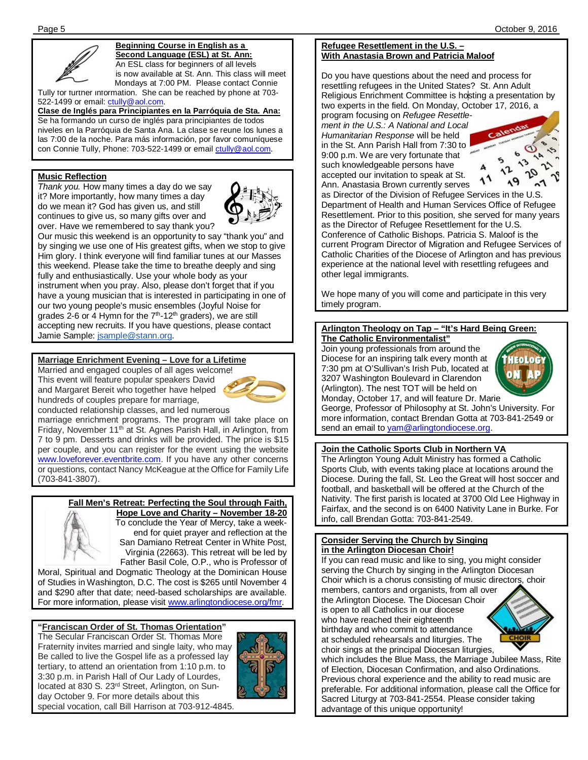## Beginning Course in English as a Second Language (ESL) at St. Ann:

An ESL class for beginners of all levels is now available at St. Ann. This class will meet Mondays at 7:00 PM. Please contact Connie Tully for further information. She can be reached by phone at 703-522-1499 or email: ctully@aol.com.

**Clase de Inglés para Principiantes en la Parróquia de Sta. Ana:**

Se ha formando un curso de inglés para principiantes de todos niveles en la Parróquia de Santa Ana. La clase se reune los lunes a las 7:00 de la noche. Para más información, por favor comuníquese con Connie Tully, Phone: 703-522-1499 or email ctully@aol.com.

## Music Reflection

*Thank you.* How many times a day do we say it? More importantly, how many times a day do we mean it? God has given us, and still continues to give us, so many gifts over and over. Have we remembered to say thank you? Our music this weekend is an opportunity to say "thank you" and by singing we use one of His greatest gifts, when we stop to give Him glory. I think everyone will find familiar tunes at our Masses this weekend. Please take the time to breathe deeply and sing fully and enthusiastically. Use your whole body as your instrument when you pray. Also, please don't forget that if you have a young musician that is interested in participating in one of our two young people's music ensembles (Joyful Noise for grades 2-6 or 4 Hymn for the 7th-12th graders), we are still accepting new recruits. If you have questions, please contact Jamie Sample: jsample@stann.org.

## Marriage Enrichment Evening – Love for a Lifetime

Married and engaged couples of all ages welcome! This event will feature popular speakers David and Margaret Bereit who together have helped hundreds of couples prepare for marriage, conducted relationship classes, and led numerous marriage enrichment programs. The program will take place on Friday, November 11th at St. Agnes Parish Hall, in Arlington, from 7 to 9 pm. Desserts and drinks will be provided. The price is $15 per couple, and you can register for the event using the website www.loveforever.eventbrite.com. If you have any other concerns or questions, contact Nancy McKeague at the Office for Family Life (703-841-3807).

## Fall Men's Retreat: Perfecting the Soul through Faith, Hope Love and Charity – November 18-20

To conclude the Year of Mercy, take a weekend for quiet prayer and reflection at the San Damiano Retreat Center in White Post, Virginia (22663). This retreat will be led by Father Basil Cole, O.P., who is Professor of Moral, Spiritual and Dogmatic Theology at the Dominican House of Studies in Washington, D.C. The cost is $265 until November 4 and $290 after that date; need-based scholarships are available. For more information, please visit www.arlingtondiocese.org/fmr.

## "Franciscan Order of St. Thomas Orientation"

The Secular Franciscan Order St. Thomas More Fraternity invites married and single laity, who may Be called to live the Gospel life as a professed lay tertiary, to attend an orientation from 1:10 p.m. to 3:30 p.m. in Parish Hall of Our Lady of Lourdes, located at 830 S. 23rd Street, Arlington, on Sunday October 9. For more details about this special vocation, call Bill Harrison at 703-912-4845.

## Refugee Resettlement in the U.S. – With Anastasia Brown and Patricia Maloof

Do you have questions about the need and process for resettling refugees in the United States? St. Ann Adult Religious Enrichment Committee is hosting a presentation by two experts in the field. On Monday, October 17, 2016, a program focusing on *Refugee Resettlement in the U.S.: A National and Local Humanitarian Response* will be held in the St. Ann Parish Hall from 7:30 to 9:00 p.m. We are very fortunate that such knowledgeable persons have accepted our invitation to speak at St. Ann. Anastasia Brown currently serves as Director of the Division of Refugee Services in the U.S. Department of Health and Human Services Office of Refugee Resettlement. Prior to this position, she served for many years as the Director of Refugee Resettlement for the U.S. Conference of Catholic Bishops. Patricia S. Maloof is the current Program Director of Migration and Refugee Services of Catholic Charities of the Diocese of Arlington and has previous experience at the national level with resettling refugees and other legal immigrants.

We hope many of you will come and participate in this very timely program.

## Arlington Theology on Tap – "It's Hard Being Green: The Catholic Environmentalist"

Join young professionals from around the Diocese for an inspiring talk every month at 7:30 pm at O'Sullivan's Irish Pub, located at 3207 Washington Boulevard in Clarendon (Arlington). The nest TOT will be held on Monday, October 17, and will feature Dr. Marie George, Professor of Philosophy at St. John's University. For more information, contact Brendan Gotta at 703-841-2549 or send an email to yam@arlingtondiocese.org.

## Join the Catholic Sports Club in Northern VA

The Arlington Young Adult Ministry has formed a Catholic Sports Club, with events taking place at locations around the Diocese. During the fall, St. Leo the Great will host soccer and football, and basketball will be offered at the Church of the Nativity. The first parish is located at 3700 Old Lee Highway in Fairfax, and the second is on 6400 Nativity Lane in Burke. For info, call Brendan Gotta: 703-841-2549.

## Consider Serving the Church by Singing in the Arlington Diocesan Choir!

If you can read music and like to sing, you might consider serving the Church by singing in the Arlington Diocesan Choir which is a chorus consisting of music directors, choir members, cantors and organists, from all over the Arlington Diocese. The Diocesan Choir is open to all Catholics in our diocese who have reached their eighteenth birthday and who commit to attendance at scheduled rehearsals and liturgies. The choir sings at the principal Diocesan liturgies, which includes the Blue Mass, the Marriage Jubilee Mass, Rite of Election, Diocesan Confirmation, and also Ordinations. Previous choral experience and the ability to read music are preferable. For additional information, please call the Office for Sacred Liturgy at 703-841-2554. Please consider taking advantage of this unique opportunity!